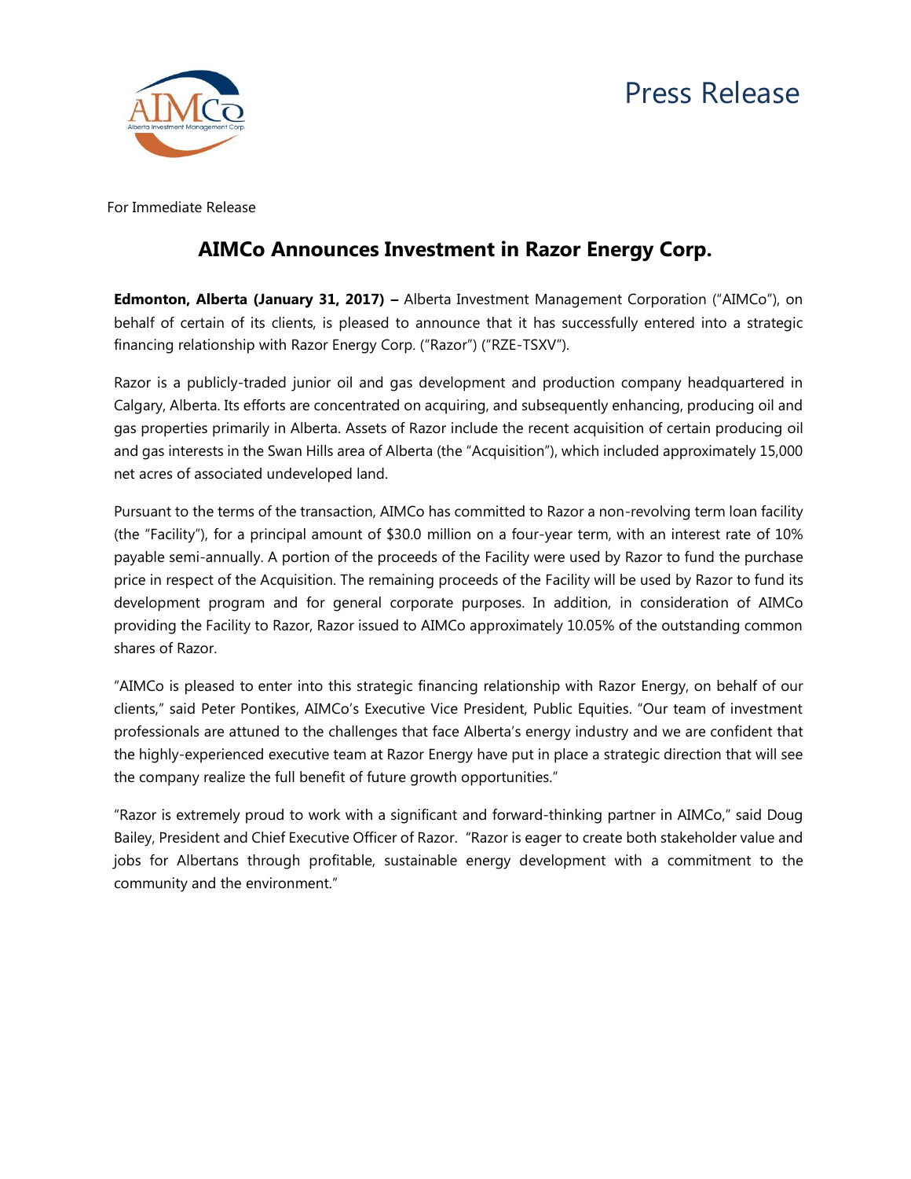Press Release

For Immediate Release

# AIMCo Announces Investment in Razor Energy Corp.

**Edmonton, Alberta (January 31, 2017) –** Alberta Investment Management Corporation ("AIMCo"), on behalf of certain of its clients, is pleased to announce that it has successfully entered into a strategic financing relationship with Razor Energy Corp. ("Razor") ("RZE-TSXV").

Razor is a publicly-traded junior oil and gas development and production company headquartered in Calgary, Alberta. Its efforts are concentrated on acquiring, and subsequently enhancing, producing oil and gas properties primarily in Alberta. Assets of Razor include the recent acquisition of certain producing oil and gas interests in the Swan Hills area of Alberta (the "Acquisition"), which included approximately 15,000 net acres of associated undeveloped land.

Pursuant to the terms of the transaction, AIMCo has committed to Razor a non-revolving term loan facility (the "Facility"), for a principal amount of $30.0 million on a four-year term, with an interest rate of 10% payable semi-annually. A portion of the proceeds of the Facility were used by Razor to fund the purchase price in respect of the Acquisition. The remaining proceeds of the Facility will be used by Razor to fund its development program and for general corporate purposes. In addition, in consideration of AIMCo providing the Facility to Razor, Razor issued to AIMCo approximately 10.05% of the outstanding common shares of Razor.

"AIMCo is pleased to enter into this strategic financing relationship with Razor Energy, on behalf of our clients," said Peter Pontikes, AIMCo's Executive Vice President, Public Equities. "Our team of investment professionals are attuned to the challenges that face Alberta's energy industry and we are confident that the highly-experienced executive team at Razor Energy have put in place a strategic direction that will see the company realize the full benefit of future growth opportunities."

"Razor is extremely proud to work with a significant and forward-thinking partner in AIMCo," said Doug Bailey, President and Chief Executive Officer of Razor. "Razor is eager to create both stakeholder value and jobs for Albertans through profitable, sustainable energy development with a commitment to the community and the environment."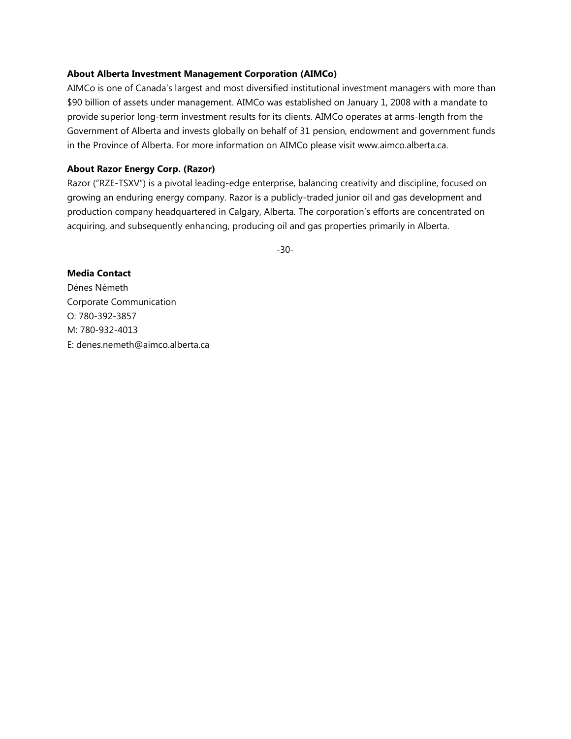**About Alberta Investment Management Corporation (AIMCo)**

AIMCo is one of Canada's largest and most diversified institutional investment managers with more than $90 billion of assets under management. AIMCo was established on January 1, 2008 with a mandate to provide superior long-term investment results for its clients. AIMCo operates at arms-length from the Government of Alberta and invests globally on behalf of 31 pension, endowment and government funds in the Province of Alberta. For more information on AIMCo please visit www.aimco.alberta.ca.

**About Razor Energy Corp. (Razor)**

Razor ("RZE-TSXV") is a pivotal leading-edge enterprise, balancing creativity and discipline, focused on growing an enduring energy company. Razor is a publicly-traded junior oil and gas development and production company headquartered in Calgary, Alberta. The corporation's efforts are concentrated on acquiring, and subsequently enhancing, producing oil and gas properties primarily in Alberta.

-30-

**Media Contact**

Dénes Németh
Corporate Communication
O: 780-392-3857
M: 780-932-4013
E: denes.nemeth@aimco.alberta.ca